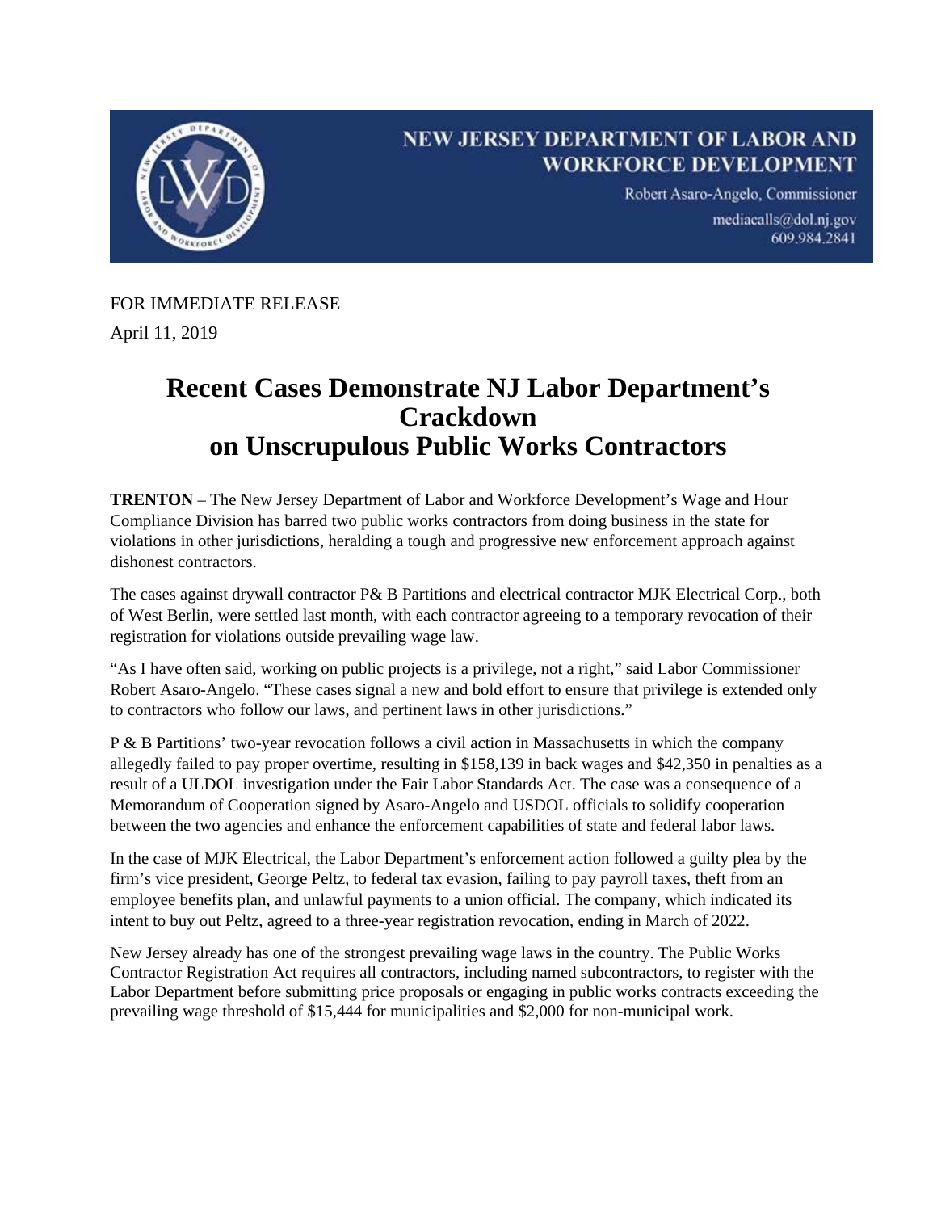NEW JERSEY DEPARTMENT OF LABOR AND WORKFORCE DEVELOPMENT

Robert Asaro-Angelo, Commissioner

mediacalls@dol.nj.gov

609.984.2841

FOR IMMEDIATE RELEASE

April 11, 2019

# Recent Cases Demonstrate NJ Labor Department's Crackdown on Unscrupulous Public Works Contractors

**TRENTON** – The New Jersey Department of Labor and Workforce Development's Wage and Hour Compliance Division has barred two public works contractors from doing business in the state for violations in other jurisdictions, heralding a tough and progressive new enforcement approach against dishonest contractors.

The cases against drywall contractor P& B Partitions and electrical contractor MJK Electrical Corp., both of West Berlin, were settled last month, with each contractor agreeing to a temporary revocation of their registration for violations outside prevailing wage law.

"As I have often said, working on public projects is a privilege, not a right," said Labor Commissioner Robert Asaro-Angelo. "These cases signal a new and bold effort to ensure that privilege is extended only to contractors who follow our laws, and pertinent laws in other jurisdictions."

P & B Partitions' two-year revocation follows a civil action in Massachusetts in which the company allegedly failed to pay proper overtime, resulting in $158,139 in back wages and $42,350 in penalties as a result of a ULDOL investigation under the Fair Labor Standards Act. The case was a consequence of a Memorandum of Cooperation signed by Asaro-Angelo and USDOL officials to solidify cooperation between the two agencies and enhance the enforcement capabilities of state and federal labor laws.

In the case of MJK Electrical, the Labor Department's enforcement action followed a guilty plea by the firm's vice president, George Peltz, to federal tax evasion, failing to pay payroll taxes, theft from an employee benefits plan, and unlawful payments to a union official. The company, which indicated its intent to buy out Peltz, agreed to a three-year registration revocation, ending in March of 2022.

New Jersey already has one of the strongest prevailing wage laws in the country. The Public Works Contractor Registration Act requires all contractors, including named subcontractors, to register with the Labor Department before submitting price proposals or engaging in public works contracts exceeding the prevailing wage threshold of $15,444 for municipalities and $2,000 for non-municipal work.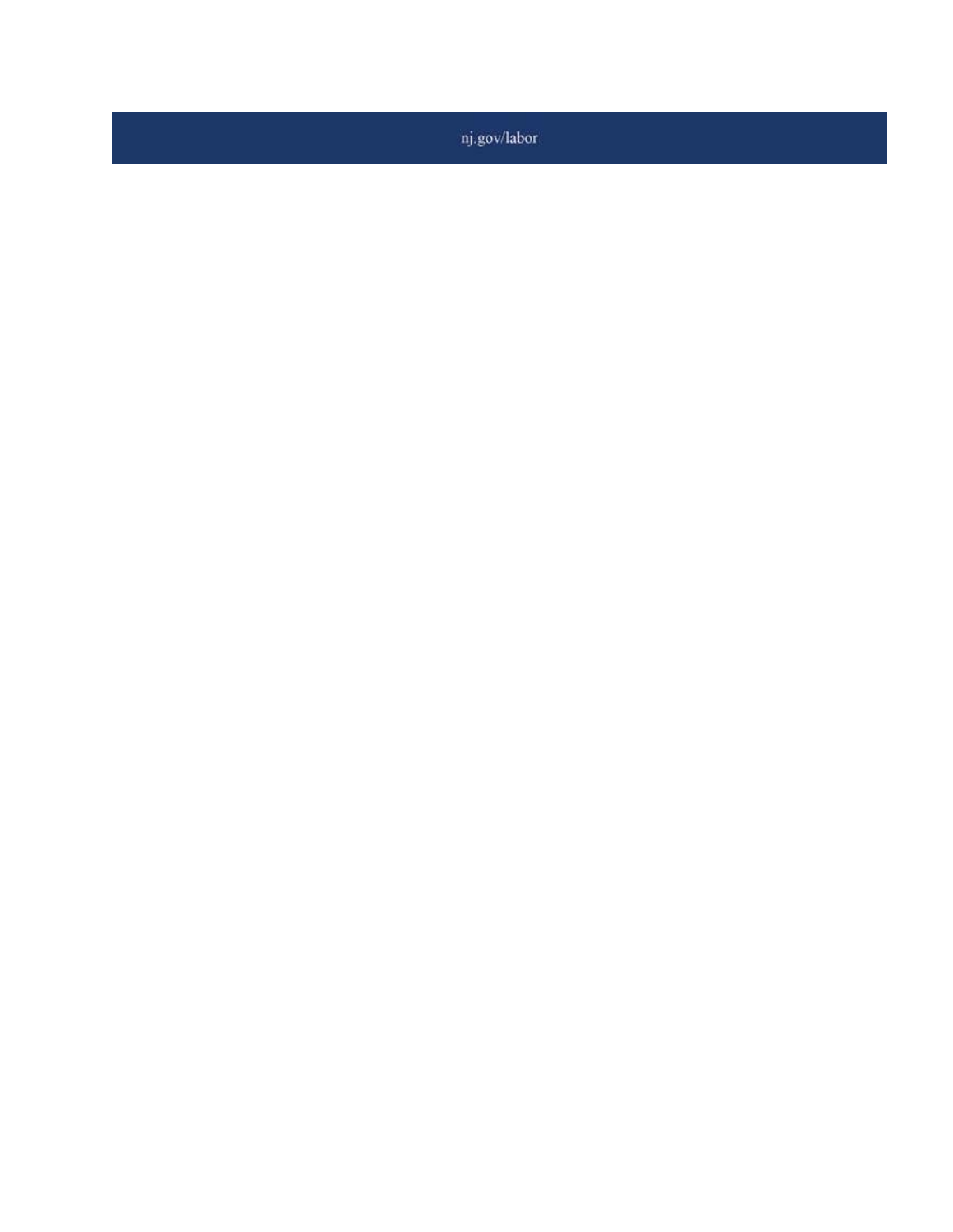nj.gov/labor